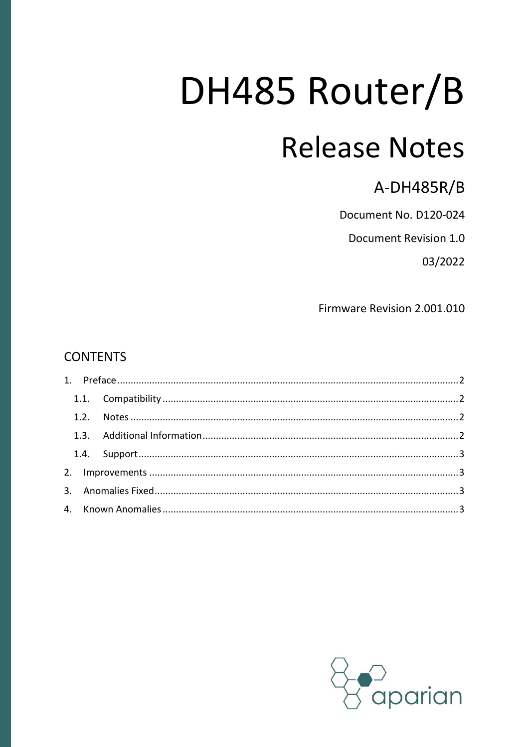# DH485 Router/B

## Release Notes

### A-DH485R/B

Document No. D120-024

Document Revision 1.0

03/2022

Firmware Revision 2.001.010

## CONTENTS

1. Preface ..... 2
   1.1. Compatibility ..... 2
   1.2. Notes ..... 2
   1.3. Additional Information ..... 2
   1.4. Support ..... 3
2. Improvements ..... 3
3. Anomalies Fixed ..... 3
4. Known Anomalies ..... 3

aparian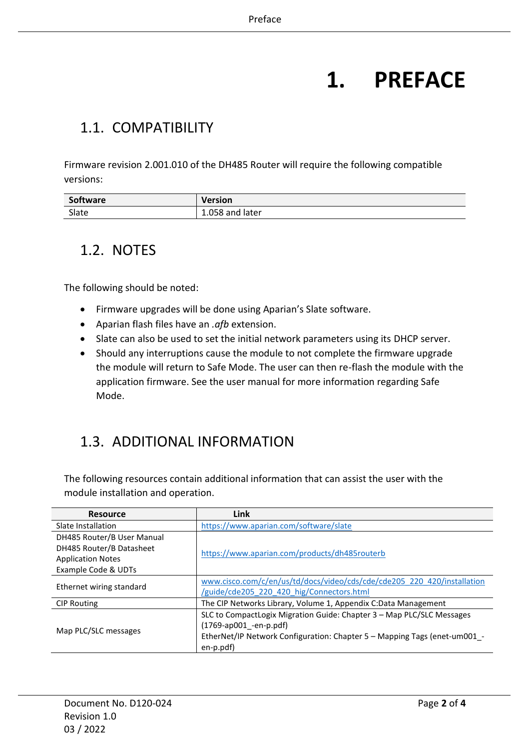# 1. PREFACE

## 1.1. COMPATIBILITY

Firmware revision 2.001.010 of the DH485 Router will require the following compatible versions:

| Software | Version |
|---|---|
| Slate | 1.058 and later |

## 1.2. NOTES

The following should be noted:

- Firmware upgrades will be done using Aparian's Slate software.
- Aparian flash files have an *.afb* extension.
- Slate can also be used to set the initial network parameters using its DHCP server.
- Should any interruptions cause the module to not complete the firmware upgrade the module will return to Safe Mode. The user can then re-flash the module with the application firmware. See the user manual for more information regarding Safe Mode.

## 1.3. ADDITIONAL INFORMATION

The following resources contain additional information that can assist the user with the module installation and operation.

| Resource | Link |
|---|---|
| Slate Installation | https://www.aparian.com/software/slate |
| DH485 Router/B User Manual<br>DH485 Router/B Datasheet<br>Application Notes<br>Example Code & UDTs | https://www.aparian.com/products/dh485routerb |
| Ethernet wiring standard | www.cisco.com/c/en/us/td/docs/video/cds/cde/cde205_220_420/installation/guide/cde205_220_420_hig/Connectors.html |
| CIP Routing | The CIP Networks Library, Volume 1, Appendix C:Data Management |
| Map PLC/SLC messages | SLC to CompactLogix Migration Guide: Chapter 3 – Map PLC/SLC Messages (1769-ap001_-en-p.pdf)<br>EtherNet/IP Network Configuration: Chapter 5 – Mapping Tags (enet-um001_-en-p.pdf) |

Document No. D120-024
Revision 1.0
03 / 2022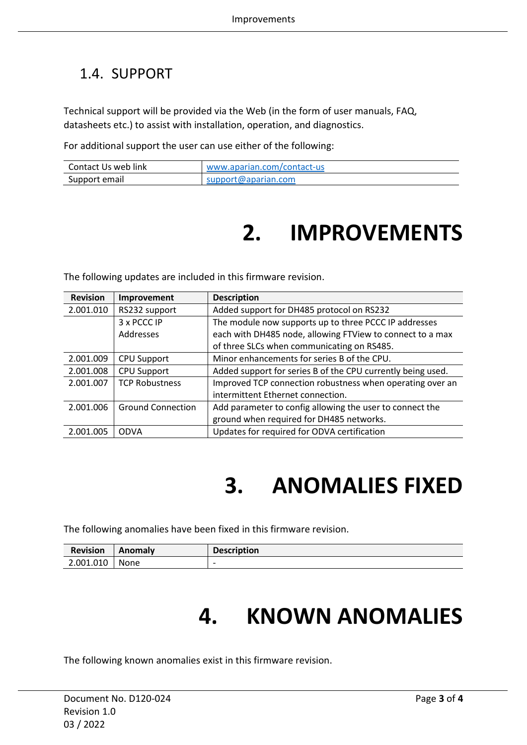## 1.4. SUPPORT

Technical support will be provided via the Web (in the form of user manuals, FAQ, datasheets etc.) to assist with installation, operation, and diagnostics.

For additional support the user can use either of the following:

| | |
|---|---|
| Contact Us web link | [www.aparian.com/contact-us](www.aparian.com/contact-us) |
| Support email | [support@aparian.com](mailto:support@aparian.com) |

# 2. IMPROVEMENTS

The following updates are included in this firmware revision.

| Revision | Improvement | Description |
|---|---|---|
| 2.001.010 | RS232 support | Added support for DH485 protocol on RS232 |
| | 3 x PCCC IP Addresses | The module now supports up to three PCCC IP addresses each with DH485 node, allowing FTView to connect to a max of three SLCs when communicating on RS485. |
| 2.001.009 | CPU Support | Minor enhancements for series B of the CPU. |
| 2.001.008 | CPU Support | Added support for series B of the CPU currently being used. |
| 2.001.007 | TCP Robustness | Improved TCP connection robustness when operating over an intermittent Ethernet connection. |
| 2.001.006 | Ground Connection | Add parameter to config allowing the user to connect the ground when required for DH485 networks. |
| 2.001.005 | ODVA | Updates for required for ODVA certification |

# 3. ANOMALIES FIXED

The following anomalies have been fixed in this firmware revision.

| Revision | Anomaly | Description |
|---|---|---|
| 2.001.010 | None | - |

# 4. KNOWN ANOMALIES

The following known anomalies exist in this firmware revision.

Document No. D120-024
Revision 1.0
03 / 2022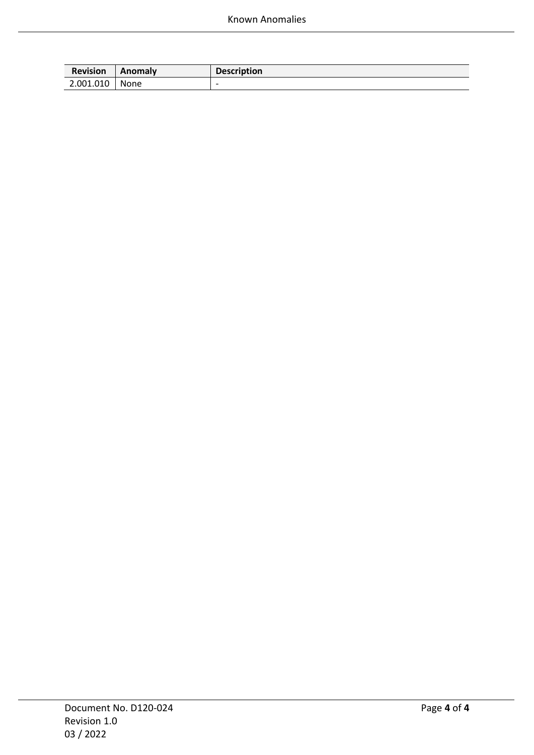| Revision | Anomaly | Description |
|---|---|---|
| 2.001.010 | None | - |